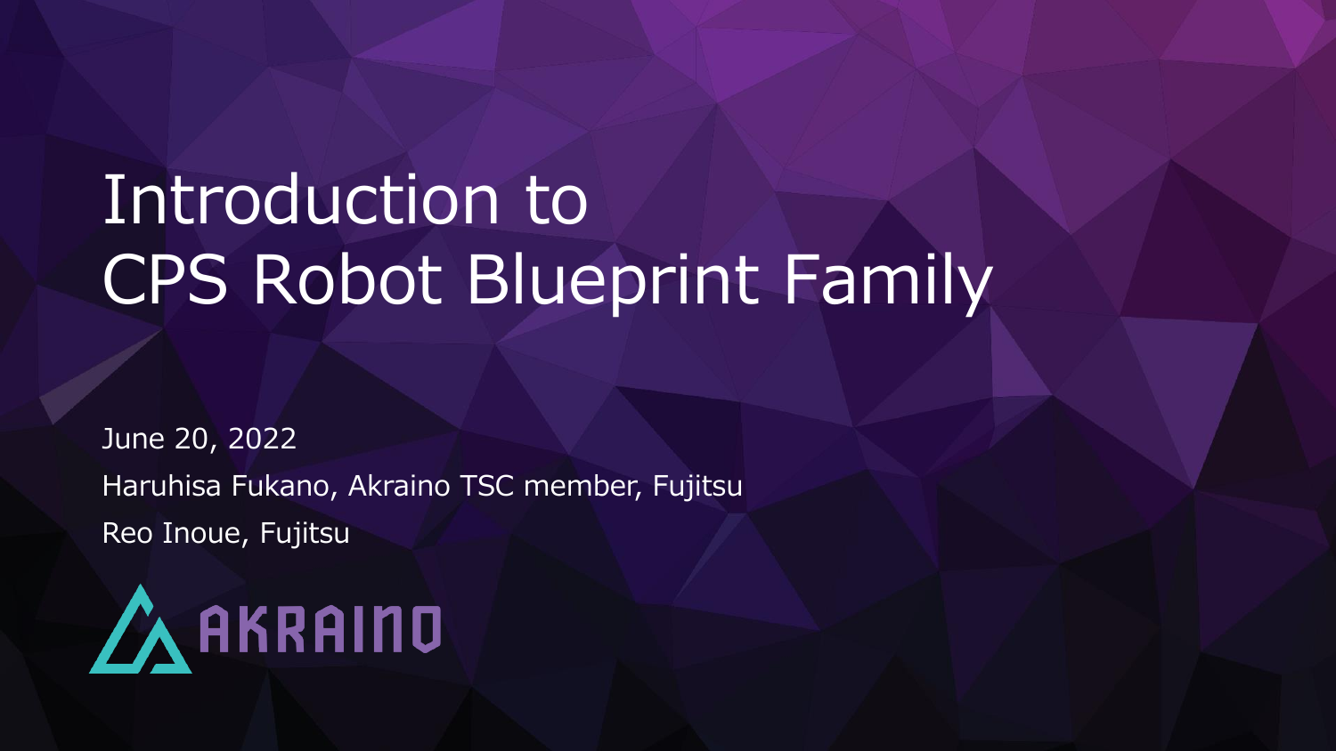# Introduction to CPS Robot Blueprint Family

June 20, 2022

Haruhisa Fukano, Akraino TSC member, Fujitsu

Reo Inoue, Fujitsu

AKRAINO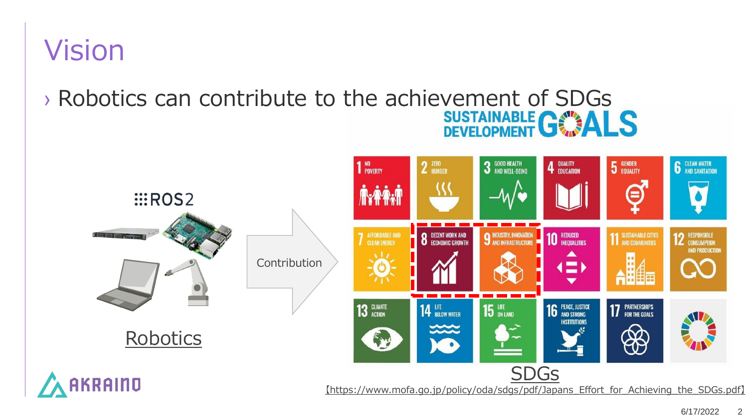# Vision

- Robotics can contribute to the achievement of SDGs

ROS2

Contribution

Robotics

SDGs

【https://www.mofa.go.jp/policy/oda/sdgs/pdf/Japans_Effort_for_Achieving_the_SDGs.pdf】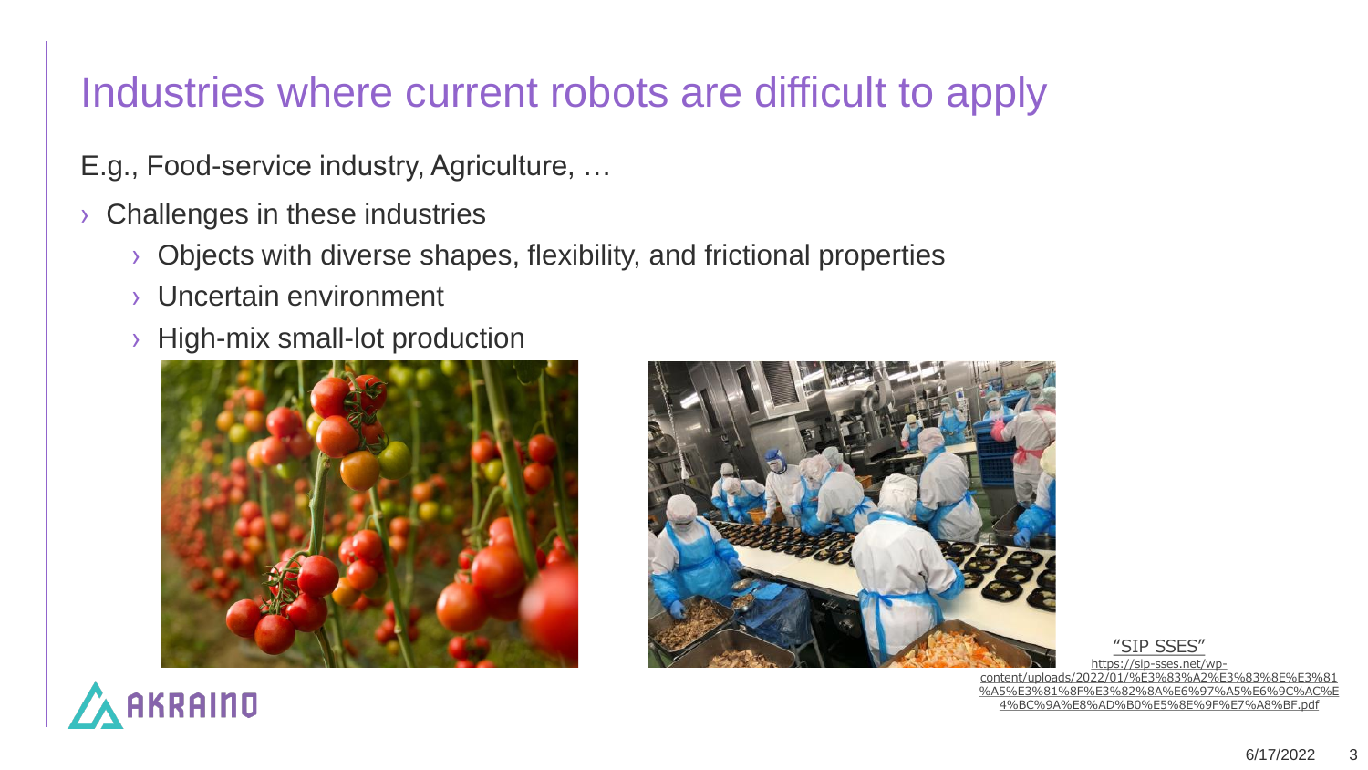# Industries where current robots are difficult to apply

E.g., Food-service industry, Agriculture, …

- Challenges in these industries
  - Objects with diverse shapes, flexibility, and frictional properties
  - Uncertain environment
  - High-mix small-lot production

"SIP SSES"
https://sip-sses.net/wp-content/uploads/2022/01/%E3%83%A2%E3%83%8E%E3%81%A5%E3%81%8F%E3%82%8A%E6%97%A5%E6%9C%AC%E4%BC%9A%E8%AD%B0%E5%8E%9F%E7%A8%BF.pdf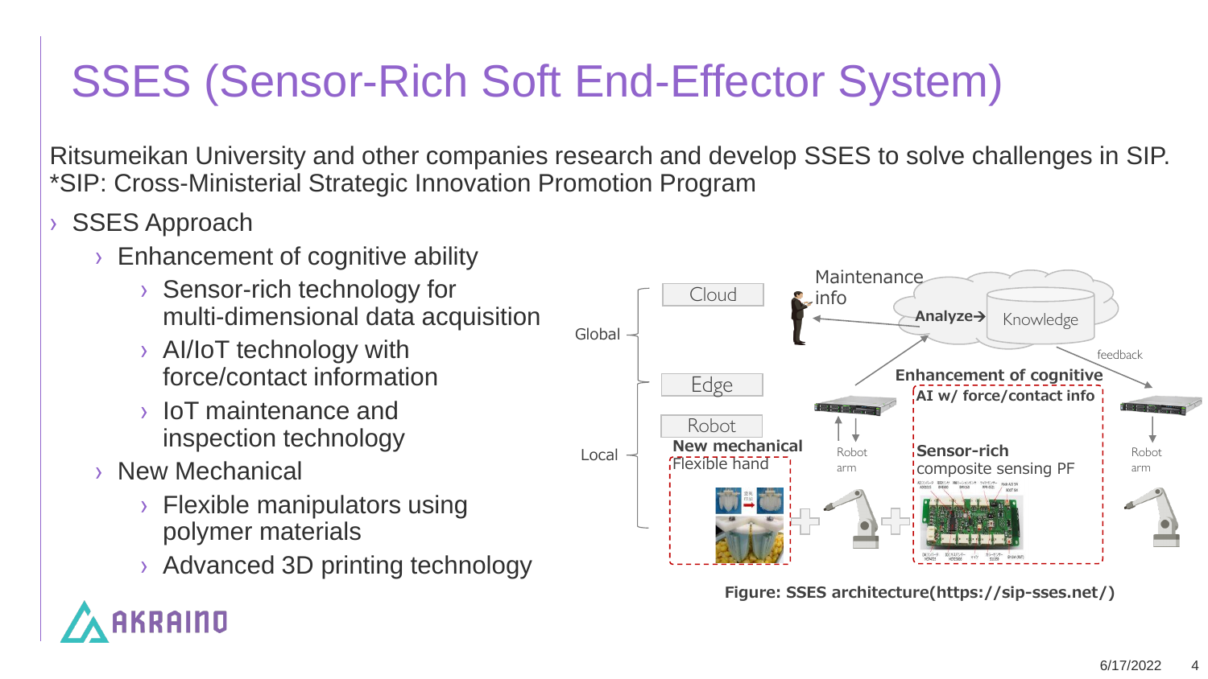# SSES (Sensor-Rich Soft End-Effector System)

Ritsumeikan University and other companies research and develop SSES to solve challenges in SIP.
*SIP: Cross-Ministerial Strategic Innovation Promotion Program

- SSES Approach
  - Enhancement of cognitive ability
    - Sensor-rich technology for multi-dimensional data acquisition
    - AI/IoT technology with force/contact information
    - IoT maintenance and inspection technology
  - New Mechanical
    - Flexible manipulators using polymer materials
    - Advanced 3D printing technology

Global — Cloud — Maintenance info — Analyze→ Knowledge — feedback

Local — Edge — Robot — Enhancement of cognitive — AI w/ force/contact info

New mechanical — Flexible hand — Robot arm — Sensor-rich composite sensing PF — Robot arm

**Figure: SSES architecture(https://sip-sses.net/)**

AKRAINO

6/17/2022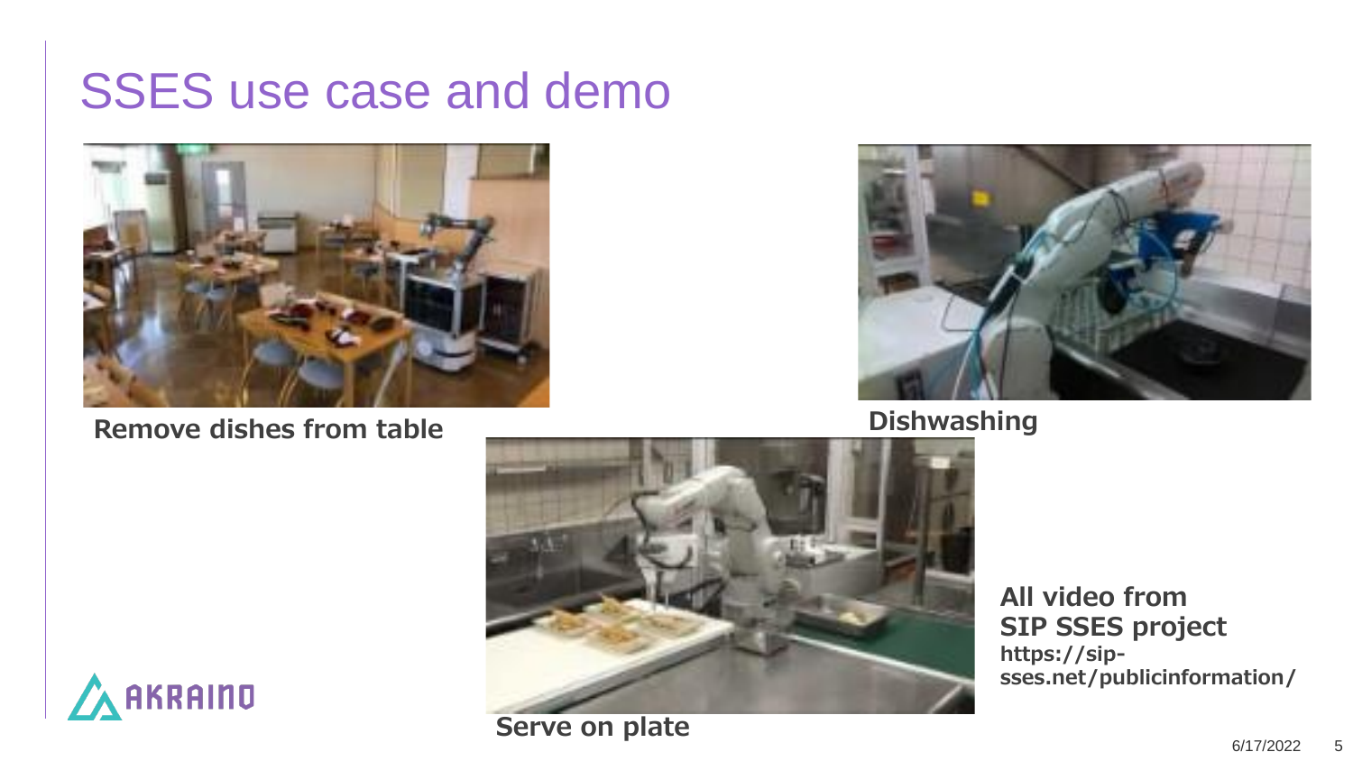# SSES use case and demo

**Remove dishes from table**

**Dishwashing**

**Serve on plate**

**All video from SIP SSES project**
**https://sip-sses.net/publicinformation/**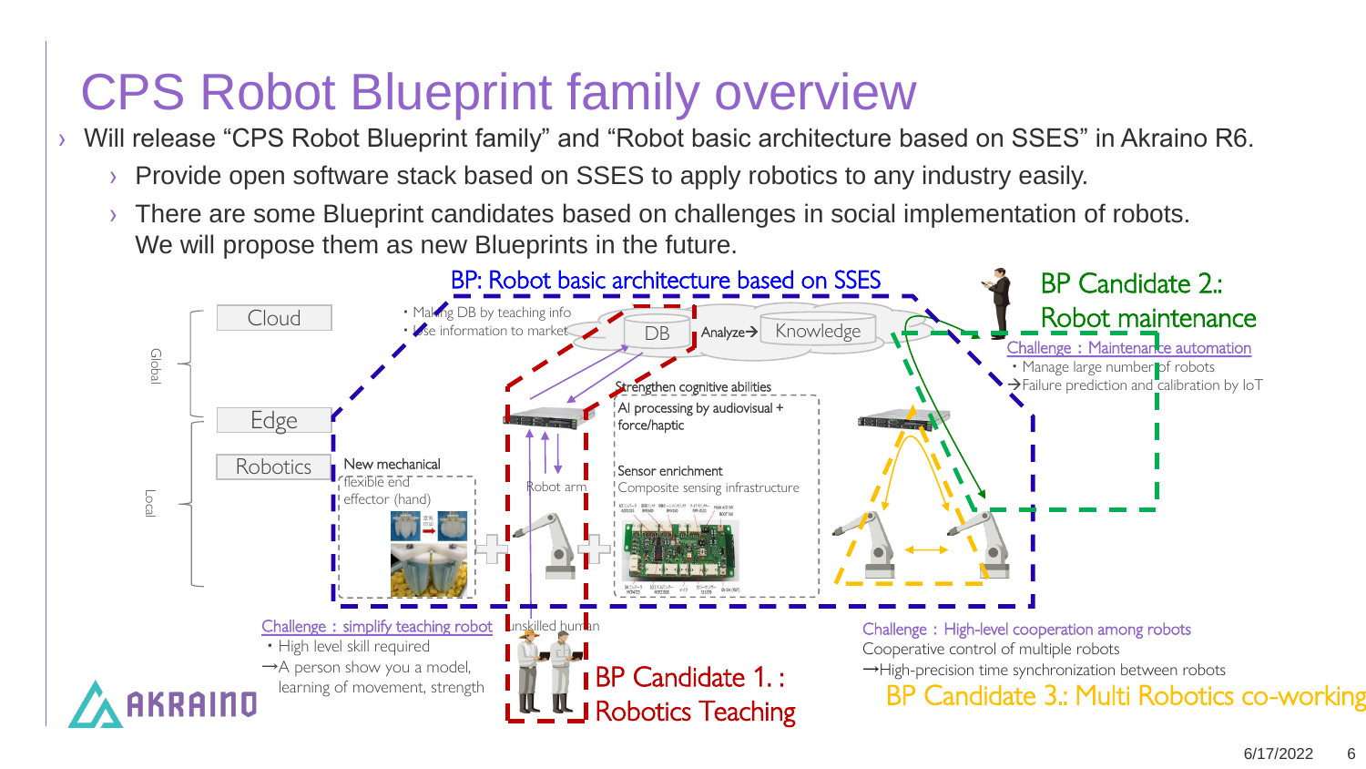# CPS Robot Blueprint family overview

- Will release “CPS Robot Blueprint family” and “Robot basic architecture based on SSES” in Akraino R6.
  - Provide open software stack based on SSES to apply robotics to any industry easily.
  - There are some Blueprint candidates based on challenges in social implementation of robots. We will propose them as new Blueprints in the future.

BP: Robot basic architecture based on SSES

Global: Cloud, Edge

Local: Robotics

- Making DB by teaching info
- Use information to market

DB — Analyze→ — Knowledge

Strengthen cognitive abilities

AI processing by audiovisual + force/haptic

Sensor enrichment

Composite sensing infrastructure

New mechanical flexible end effector (hand)

Robot arm

unskilled human

**BP Candidate 1. : Robotics Teaching**

Challenge : simplify teaching robot

- High level skill required

→A person show you a model, learning of movement, strength

**BP Candidate 2.: Robot maintenance**

Challenge : Maintenance automation

- Manage large number of robots

→Failure prediction and calibration by IoT

**BP Candidate 3.: Multi Robotics co-working**

Challenge : High-level cooperation among robots

Cooperative control of multiple robots

→High-precision time synchronization between robots

6/17/2022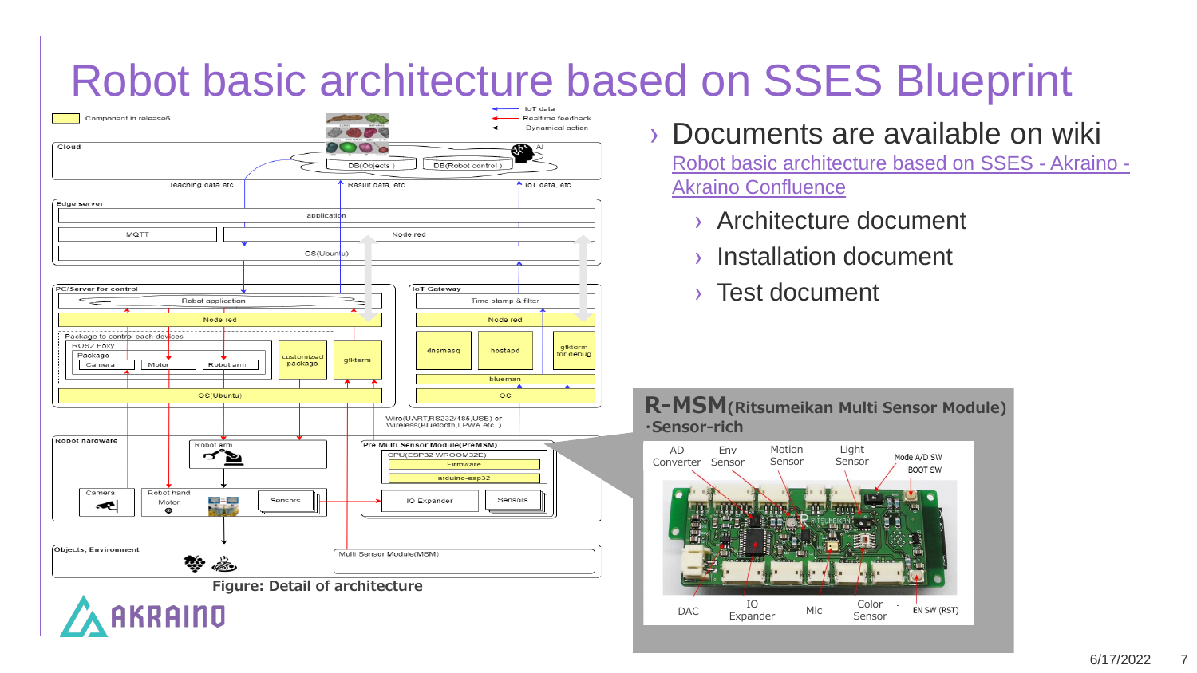# Robot basic architecture based on SSES Blueprint

- Documents are available on wiki
  [Robot basic architecture based on SSES - Akraino - Akraino Confluence]()
  - Architecture document
  - Installation document
  - Test document

Figure: Detail of architecture

**R-MSM**(Ritsumeikan Multi Sensor Module)
・Sensor-rich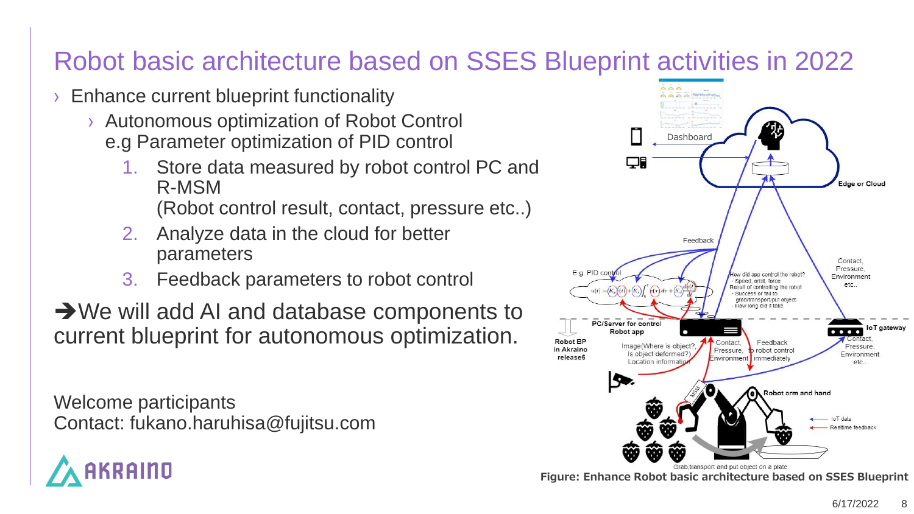# Robot basic architecture based on SSES Blueprint activities in 2022

- Enhance current blueprint functionality
  - Autonomous optimization of Robot Control
    e.g Parameter optimization of PID control
    1. Store data measured by robot control PC and R-MSM
       (Robot control result, contact, pressure etc..)
    2. Analyze data in the cloud for better parameters
    3. Feedback parameters to robot control

➔We will add AI and database components to current blueprint for autonomous optimization.

Welcome participants
Contact: fukano.haruhisa@fujitsu.com

Figure: Enhance Robot basic architecture based on SSES Blueprint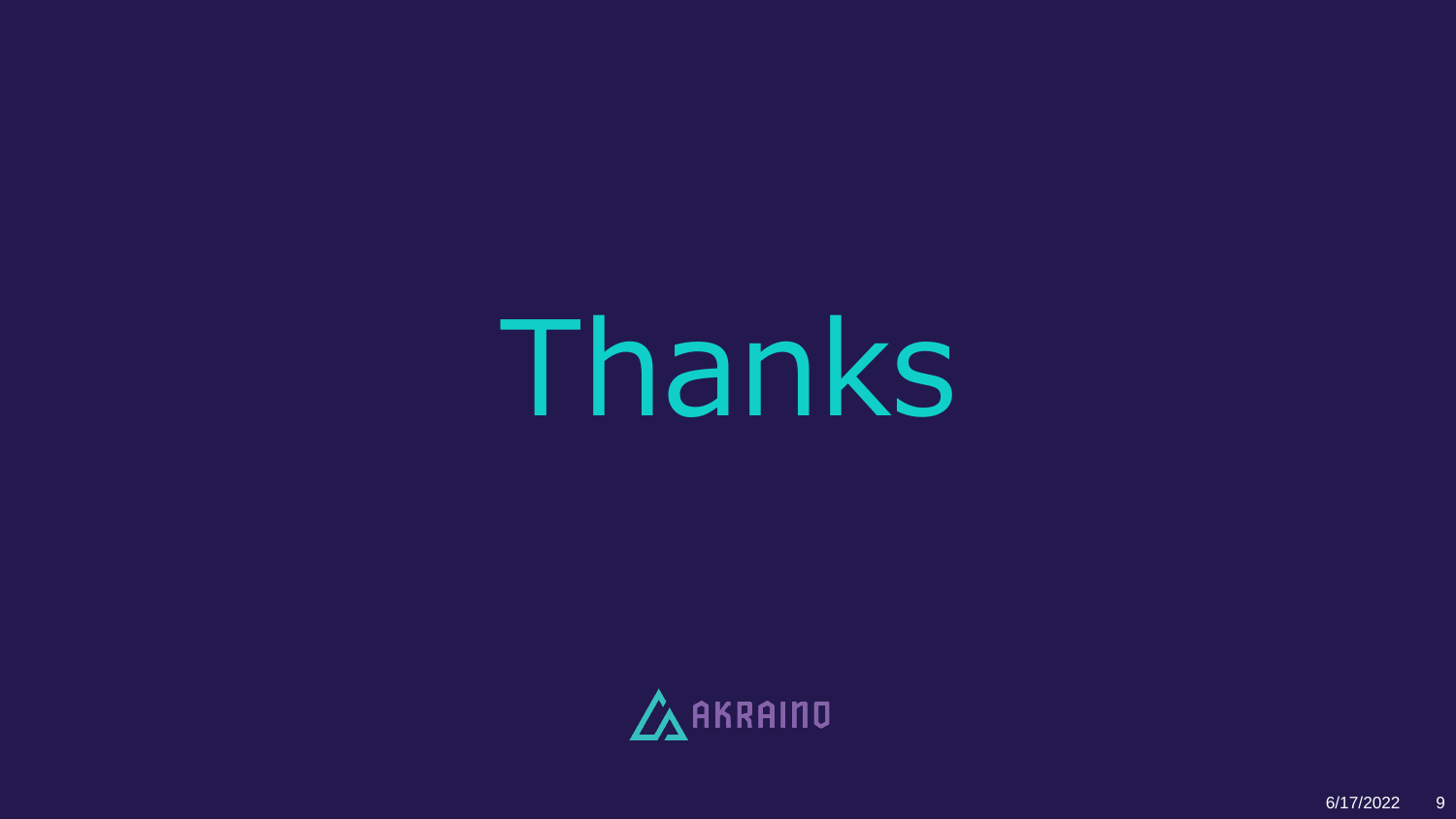# Thanks

AKRAINO